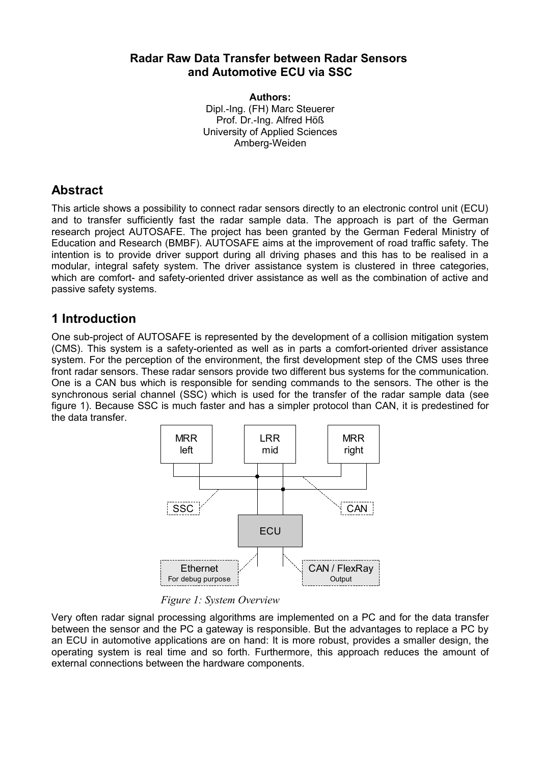# Radar Raw Data Transfer between Radar Sensors and Automotive ECU via SSC

**Authors:**
Dipl.-Ing. (FH) Marc Steuerer
Prof. Dr.-Ing. Alfred Höß
University of Applied Sciences
Amberg-Weiden

## Abstract

This article shows a possibility to connect radar sensors directly to an electronic control unit (ECU) and to transfer sufficiently fast the radar sample data. The approach is part of the German research project AUTOSAFE. The project has been granted by the German Federal Ministry of Education and Research (BMBF). AUTOSAFE aims at the improvement of road traffic safety. The intention is to provide driver support during all driving phases and this has to be realised in a modular, integral safety system. The driver assistance system is clustered in three categories, which are comfort- and safety-oriented driver assistance as well as the combination of active and passive safety systems.

## 1 Introduction

One sub-project of AUTOSAFE is represented by the development of a collision mitigation system (CMS). This system is a safety-oriented as well as in parts a comfort-oriented driver assistance system. For the perception of the environment, the first development step of the CMS uses three front radar sensors. These radar sensors provide two different bus systems for the communication. One is a CAN bus which is responsible for sending commands to the sensors. The other is the synchronous serial channel (SSC) which is used for the transfer of the radar sample data (see figure 1). Because SSC is much faster and has a simpler protocol than CAN, it is predestined for the data transfer.

MRR left | LRR mid | MRR right | SSC | CAN | ECU | Ethernet For debug purpose | CAN / FlexRay Output

*Figure 1: System Overview*

Very often radar signal processing algorithms are implemented on a PC and for the data transfer between the sensor and the PC a gateway is responsible. But the advantages to replace a PC by an ECU in automotive applications are on hand: It is more robust, provides a smaller design, the operating system is real time and so forth. Furthermore, this approach reduces the amount of external connections between the hardware components.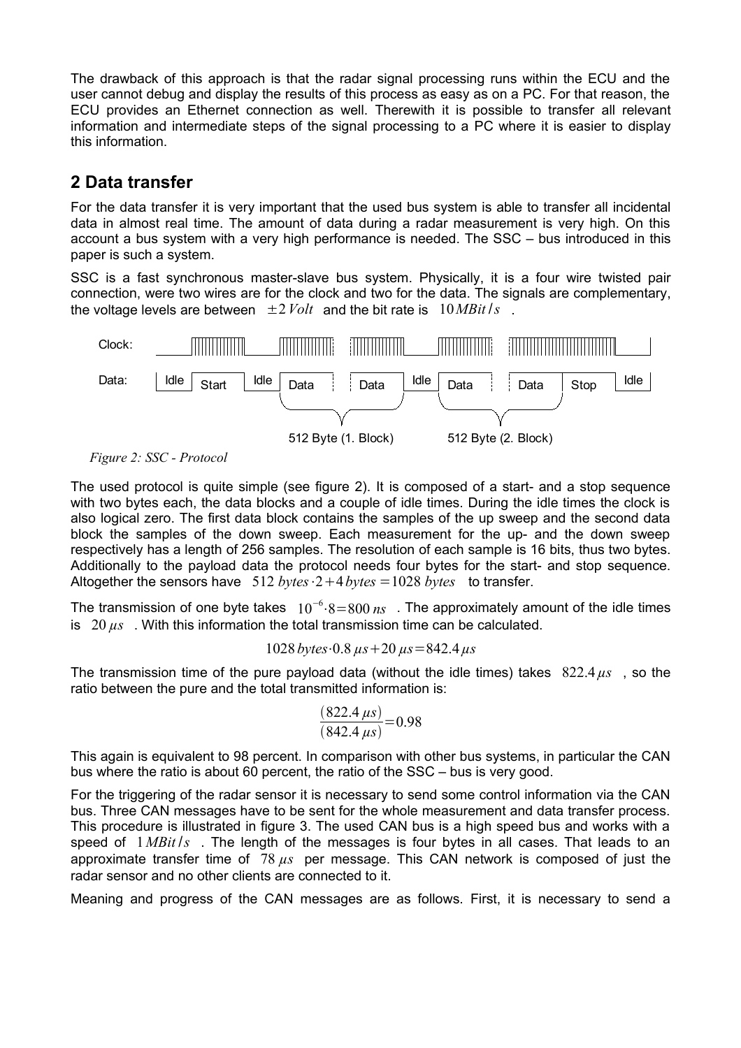The drawback of this approach is that the radar signal processing runs within the ECU and the user cannot debug and display the results of this process as easy as on a PC. For that reason, the ECU provides an Ethernet connection as well. Therewith it is possible to transfer all relevant information and intermediate steps of the signal processing to a PC where it is easier to display this information.

## 2 Data transfer

For the data transfer it is very important that the used bus system is able to transfer all incidental data in almost real time. The amount of data during a radar measurement is very high. On this account a bus system with a very high performance is needed. The SSC – bus introduced in this paper is such a system.

SSC is a fast synchronous master-slave bus system. Physically, it is a four wire twisted pair connection, were two wires are for the clock and two for the data. The signals are complementary, the voltage levels are between $\pm 2\,Volt$ and the bit rate is $10\,MBit/s$ .

Clock:

Data: Idle Start Idle Data Data Idle Data Data Stop Idle

512 Byte (1. Block) 512 Byte (2. Block)

*Figure 2: SSC - Protocol*

The used protocol is quite simple (see figure 2). It is composed of a start- and a stop sequence with two bytes each, the data blocks and a couple of idle times. During the idle times the clock is also logical zero. The first data block contains the samples of the up sweep and the second data block the samples of the down sweep. Each measurement for the up- and the down sweep respectively has a length of 256 samples. The resolution of each sample is 16 bits, thus two bytes. Additionally to the payload data the protocol needs four bytes for the start- and stop sequence. Altogether the sensors have $512\,bytes \cdot 2 + 4\,bytes = 1028\,bytes$ to transfer.

The transmission of one byte takes $10^{-6} \cdot 8 = 800\,ns$ . The approximately amount of the idle times is $20\,\mu s$ . With this information the total transmission time can be calculated.

$$1028\,bytes \cdot 0.8\,\mu s + 20\,\mu s = 842.4\,\mu s$$

The transmission time of the pure payload data (without the idle times) takes $822.4\,\mu s$ , so the ratio between the pure and the total transmitted information is:

$$\frac{(822.4\,\mu s)}{(842.4\,\mu s)} = 0.98$$

This again is equivalent to 98 percent. In comparison with other bus systems, in particular the CAN bus where the ratio is about 60 percent, the ratio of the SSC – bus is very good.

For the triggering of the radar sensor it is necessary to send some control information via the CAN bus. Three CAN messages have to be sent for the whole measurement and data transfer process. This procedure is illustrated in figure 3. The used CAN bus is a high speed bus and works with a speed of $1\,MBit/s$ . The length of the messages is four bytes in all cases. That leads to an approximate transfer time of $78\,\mu s$ per message. This CAN network is composed of just the radar sensor and no other clients are connected to it.

Meaning and progress of the CAN messages are as follows. First, it is necessary to send a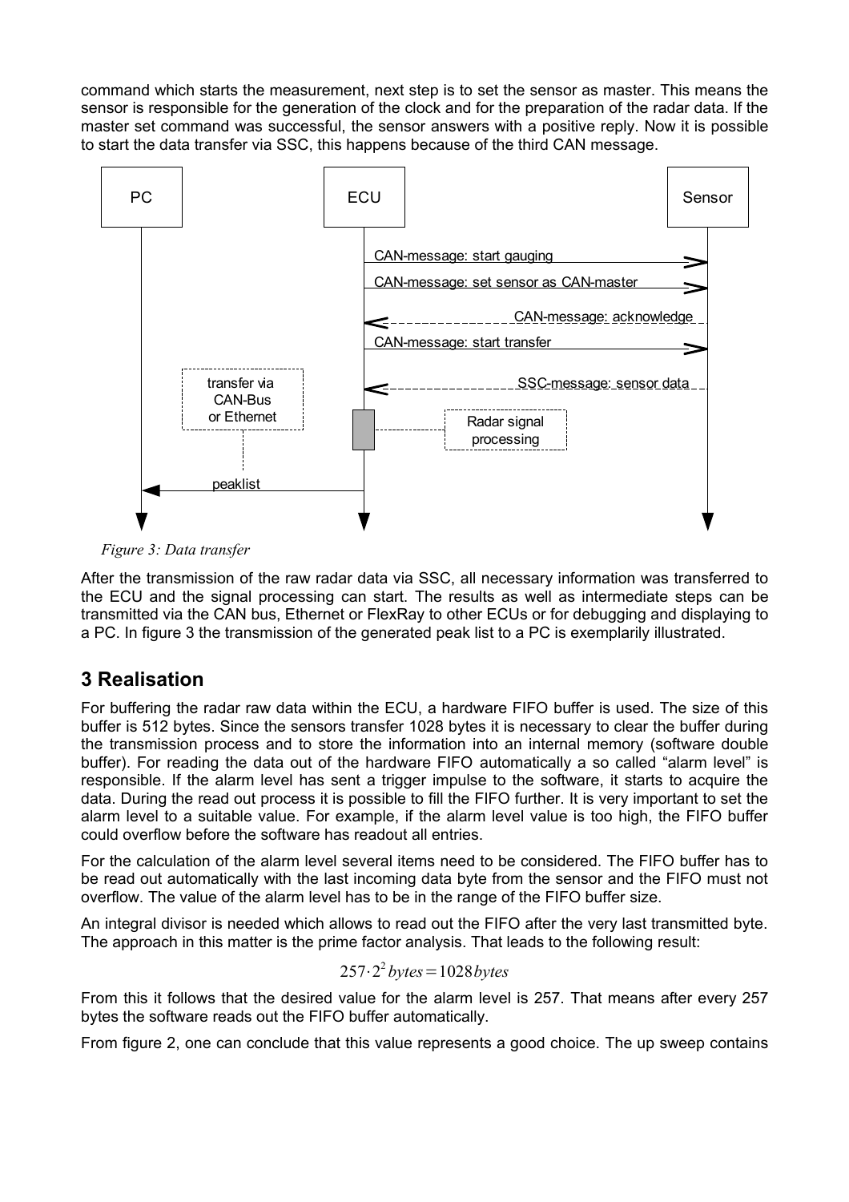command which starts the measurement, next step is to set the sensor as master. This means the sensor is responsible for the generation of the clock and for the preparation of the radar data. If the master set command was successful, the sensor answers with a positive reply. Now it is possible to start the data transfer via SSC, this happens because of the third CAN message.

*Figure 3: Data transfer*

After the transmission of the raw radar data via SSC, all necessary information was transferred to the ECU and the signal processing can start. The results as well as intermediate steps can be transmitted via the CAN bus, Ethernet or FlexRay to other ECUs or for debugging and displaying to a PC. In figure 3 the transmission of the generated peak list to a PC is exemplarily illustrated.

## 3 Realisation

For buffering the radar raw data within the ECU, a hardware FIFO buffer is used. The size of this buffer is 512 bytes. Since the sensors transfer 1028 bytes it is necessary to clear the buffer during the transmission process and to store the information into an internal memory (software double buffer). For reading the data out of the hardware FIFO automatically a so called "alarm level" is responsible. If the alarm level has sent a trigger impulse to the software, it starts to acquire the data. During the read out process it is possible to fill the FIFO further. It is very important to set the alarm level to a suitable value. For example, if the alarm level value is too high, the FIFO buffer could overflow before the software has readout all entries.

For the calculation of the alarm level several items need to be considered. The FIFO buffer has to be read out automatically with the last incoming data byte from the sensor and the FIFO must not overflow. The value of the alarm level has to be in the range of the FIFO buffer size.

An integral divisor is needed which allows to read out the FIFO after the very last transmitted byte. The approach in this matter is the prime factor analysis. That leads to the following result:

$$257 \cdot 2^2 \, bytes = 1028 \, bytes$$

From this it follows that the desired value for the alarm level is 257. That means after every 257 bytes the software reads out the FIFO buffer automatically.

From figure 2, one can conclude that this value represents a good choice. The up sweep contains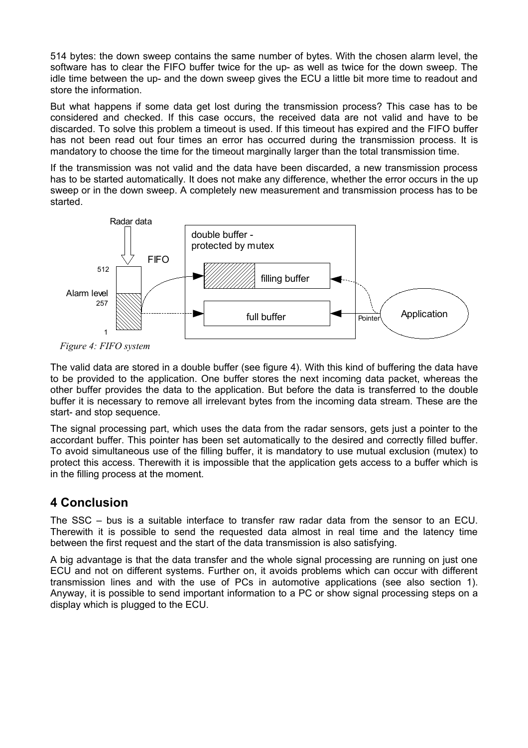514 bytes: the down sweep contains the same number of bytes. With the chosen alarm level, the software has to clear the FIFO buffer twice for the up- as well as twice for the down sweep. The idle time between the up- and the down sweep gives the ECU a little bit more time to readout and store the information.

But what happens if some data get lost during the transmission process? This case has to be considered and checked. If this case occurs, the received data are not valid and have to be discarded. To solve this problem a timeout is used. If this timeout has expired and the FIFO buffer has not been read out four times an error has occurred during the transmission process. It is mandatory to choose the time for the timeout marginally larger than the total transmission time.

If the transmission was not valid and the data have been discarded, a new transmission process has to be started automatically. It does not make any difference, whether the error occurs in the up sweep or in the down sweep. A completely new measurement and transmission process has to be started.

*Figure 4: FIFO system*

The valid data are stored in a double buffer (see figure 4). With this kind of buffering the data have to be provided to the application. One buffer stores the next incoming data packet, whereas the other buffer provides the data to the application. But before the data is transferred to the double buffer it is necessary to remove all irrelevant bytes from the incoming data stream. These are the start- and stop sequence.

The signal processing part, which uses the data from the radar sensors, gets just a pointer to the accordant buffer. This pointer has been set automatically to the desired and correctly filled buffer. To avoid simultaneous use of the filling buffer, it is mandatory to use mutual exclusion (mutex) to protect this access. Therewith it is impossible that the application gets access to a buffer which is in the filling process at the moment.

## 4 Conclusion

The SSC – bus is a suitable interface to transfer raw radar data from the sensor to an ECU. Therewith it is possible to send the requested data almost in real time and the latency time between the first request and the start of the data transmission is also satisfying.

A big advantage is that the data transfer and the whole signal processing are running on just one ECU and not on different systems. Further on, it avoids problems which can occur with different transmission lines and with the use of PCs in automotive applications (see also section 1). Anyway, it is possible to send important information to a PC or show signal processing steps on a display which is plugged to the ECU.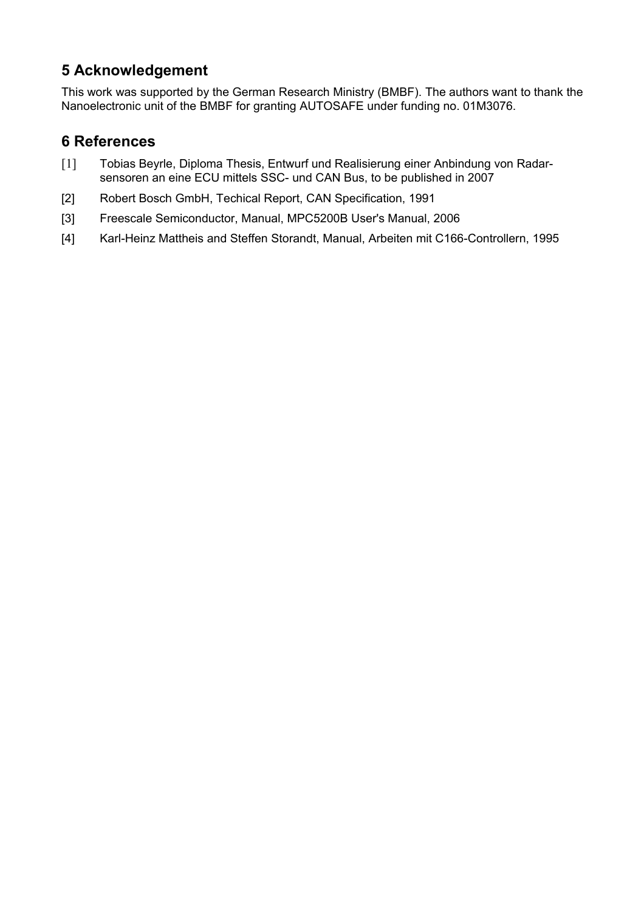## 5 Acknowledgement

This work was supported by the German Research Ministry (BMBF). The authors want to thank the Nanoelectronic unit of the BMBF for granting AUTOSAFE under funding no. 01M3076.

## 6 References

[1] Tobias Beyrle, Diploma Thesis, Entwurf und Realisierung einer Anbindung von Radarsensoren an eine ECU mittels SSC- und CAN Bus, to be published in 2007

[2] Robert Bosch GmbH, Techical Report, CAN Specification, 1991

[3] Freescale Semiconductor, Manual, MPC5200B User's Manual, 2006

[4] Karl-Heinz Mattheis and Steffen Storandt, Manual, Arbeiten mit C166-Controllern, 1995